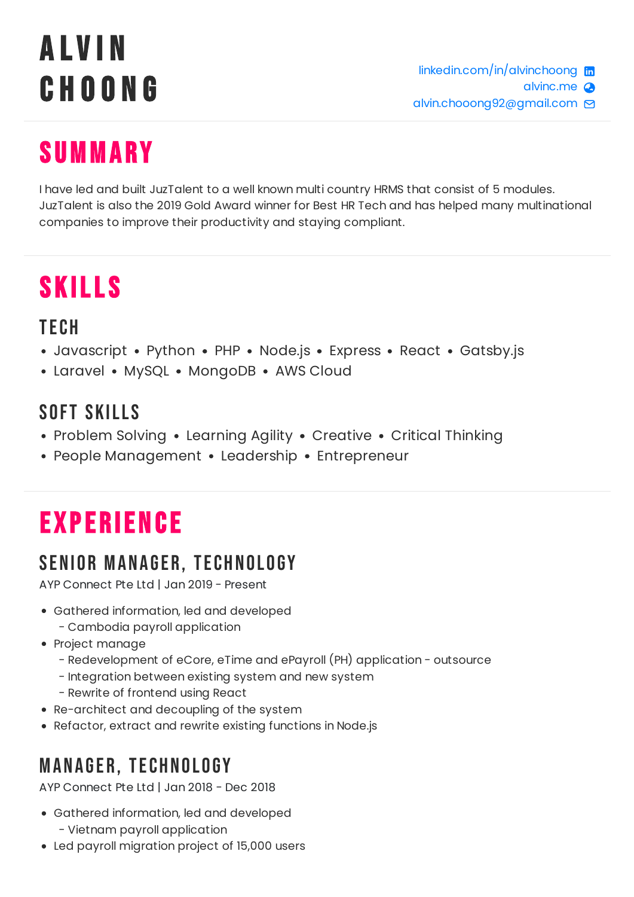# ALVIN CHOONG

linkedin.com/in/alvinchoong
alvinc.me
alvin.chooong92@gmail.com

## SUMMARY

I have led and built JuzTalent to a well known multi country HRMS that consist of 5 modules. JuzTalent is also the 2019 Gold Award winner for Best HR Tech and has helped many multinational companies to improve their productivity and staying compliant.

## SKILLS

### TECH

- Javascript • Python • PHP • Node.js • Express • React • Gatsby.js
- Laravel • MySQL • MongoDB • AWS Cloud

### SOFT SKILLS

- Problem Solving • Learning Agility • Creative • Critical Thinking
- People Management • Leadership • Entrepreneur

## EXPERIENCE

### SENIOR MANAGER, TECHNOLOGY

AYP Connect Pte Ltd | Jan 2019 - Present

- Gathered information, led and developed
  - Cambodia payroll application
- Project manage
  - Redevelopment of eCore, eTime and ePayroll (PH) application - outsource
  - Integration between existing system and new system
  - Rewrite of frontend using React
- Re-architect and decoupling of the system
- Refactor, extract and rewrite existing functions in Node.js

### MANAGER, TECHNOLOGY

AYP Connect Pte Ltd | Jan 2018 - Dec 2018

- Gathered information, led and developed
  - Vietnam payroll application
- Led payroll migration project of 15,000 users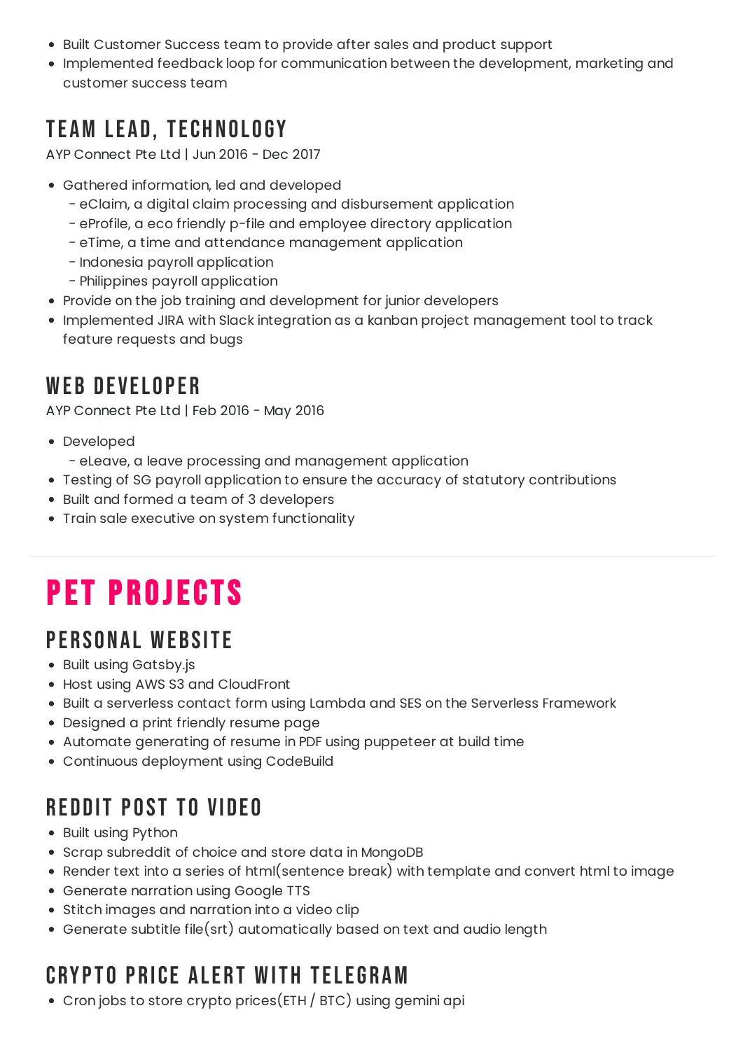- Built Customer Success team to provide after sales and product support
- Implemented feedback loop for communication between the development, marketing and customer success team

### TEAM LEAD, TECHNOLOGY

AYP Connect Pte Ltd | Jun 2016 - Dec 2017

- Gathered information, led and developed
  - eClaim, a digital claim processing and disbursement application
  - eProfile, a eco friendly p-file and employee directory application
  - eTime, a time and attendance management application
  - Indonesia payroll application
  - Philippines payroll application
- Provide on the job training and development for junior developers
- Implemented JIRA with Slack integration as a kanban project management tool to track feature requests and bugs

### WEB DEVELOPER

AYP Connect Pte Ltd | Feb 2016 - May 2016

- Developed
  - eLeave, a leave processing and management application
- Testing of SG payroll application to ensure the accuracy of statutory contributions
- Built and formed a team of 3 developers
- Train sale executive on system functionality

---

## PET PROJECTS

### PERSONAL WEBSITE

- Built using Gatsby.js
- Host using AWS S3 and CloudFront
- Built a serverless contact form using Lambda and SES on the Serverless Framework
- Designed a print friendly resume page
- Automate generating of resume in PDF using puppeteer at build time
- Continuous deployment using CodeBuild

### REDDIT POST TO VIDEO

- Built using Python
- Scrap subreddit of choice and store data in MongoDB
- Render text into a series of html(sentence break) with template and convert html to image
- Generate narration using Google TTS
- Stitch images and narration into a video clip
- Generate subtitle file(srt) automatically based on text and audio length

### CRYPTO PRICE ALERT WITH TELEGRAM

- Cron jobs to store crypto prices(ETH / BTC) using gemini api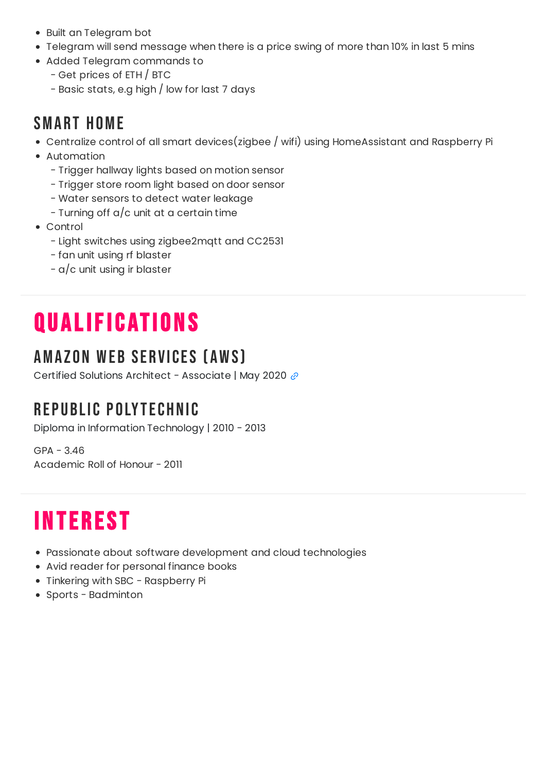- Built an Telegram bot
- Telegram will send message when there is a price swing of more than 10% in last 5 mins
- Added Telegram commands to
  - Get prices of ETH / BTC
  - Basic stats, e.g high / low for last 7 days

### SMART HOME

- Centralize control of all smart devices(zigbee / wifi) using HomeAssistant and Raspberry Pi
- Automation
  - Trigger hallway lights based on motion sensor
  - Trigger store room light based on door sensor
  - Water sensors to detect water leakage
  - Turning off a/c unit at a certain time
- Control
  - Light switches using zigbee2mqtt and CC2531
  - fan unit using rf blaster
  - a/c unit using ir blaster

## QUALIFICATIONS

### AMAZON WEB SERVICES (AWS)

Certified Solutions Architect - Associate | May 2020

### REPUBLIC POLYTECHNIC

Diploma in Information Technology | 2010 - 2013

GPA - 3.46
Academic Roll of Honour - 2011

## INTEREST

- Passionate about software development and cloud technologies
- Avid reader for personal finance books
- Tinkering with SBC - Raspberry Pi
- Sports - Badminton